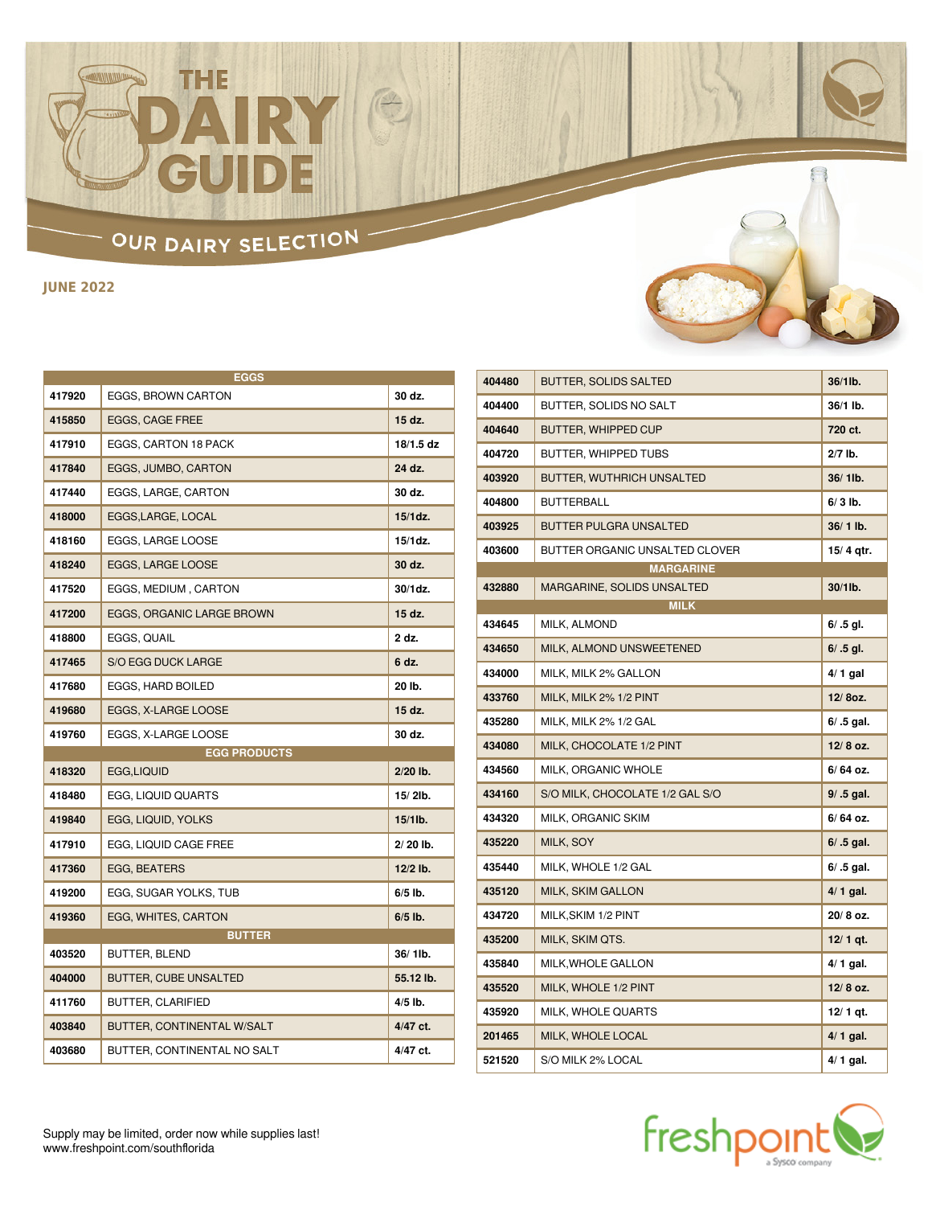# THE DAIRY GUIDE

## OUR DAIRY SELECTION

**JUNE 2022**

| EGGS | | |
|---|---|---|
| 417920 | EGGS, BROWN CARTON | 30 dz. |
| 415850 | EGGS, CAGE FREE | 15 dz. |
| 417910 | EGGS, CARTON 18 PACK | 18/1.5 dz |
| 417840 | EGGS, JUMBO, CARTON | 24 dz. |
| 417440 | EGGS, LARGE, CARTON | 30 dz. |
| 418000 | EGGS,LARGE, LOCAL | 15/1dz. |
| 418160 | EGGS, LARGE LOOSE | 15/1dz. |
| 418240 | EGGS, LARGE LOOSE | 30 dz. |
| 417520 | EGGS, MEDIUM , CARTON | 30/1dz. |
| 417200 | EGGS, ORGANIC LARGE BROWN | 15 dz. |
| 418800 | EGGS, QUAIL | 2 dz. |
| 417465 | S/O EGG DUCK LARGE | 6 dz. |
| 417680 | EGGS, HARD BOILED | 20 lb. |
| 419680 | EGGS, X-LARGE LOOSE | 15 dz. |
| 419760 | EGGS, X-LARGE LOOSE | 30 dz. |
| **EGG PRODUCTS** | | |
| 418320 | EGG,LIQUID | 2/20 lb. |
| 418480 | EGG, LIQUID QUARTS | 15/ 2lb. |
| 419840 | EGG, LIQUID, YOLKS | 15/1lb. |
| 417910 | EGG, LIQUID CAGE FREE | 2/ 20 lb. |
| 417360 | EGG, BEATERS | 12/2 lb. |
| 419200 | EGG, SUGAR YOLKS, TUB | 6/5 lb. |
| 419360 | EGG, WHITES, CARTON | 6/5 lb. |
| **BUTTER** | | |
| 403520 | BUTTER, BLEND | 36/ 1lb. |
| 404000 | BUTTER, CUBE UNSALTED | 55.12 lb. |
| 411760 | BUTTER, CLARIFIED | 4/5 lb. |
| 403840 | BUTTER, CONTINENTAL W/SALT | 4/47 ct. |
| 403680 | BUTTER, CONTINENTAL NO SALT | 4/47 ct. |
| 404480 | BUTTER, SOLIDS SALTED | 36/1lb. |
| 404400 | BUTTER, SOLIDS NO SALT | 36/1 lb. |
| 404640 | BUTTER, WHIPPED CUP | 720 ct. |
| 404720 | BUTTER, WHIPPED TUBS | 2/7 lb. |
| 403920 | BUTTER, WUTHRICH UNSALTED | 36/ 1lb. |
| 404800 | BUTTERBALL | 6/ 3 lb. |
| 403925 | BUTTER PULGRA UNSALTED | 36/ 1 lb. |
| 403600 | BUTTER ORGANIC UNSALTED CLOVER | 15/ 4 qtr. |
| **MARGARINE** | | |
| 432880 | MARGARINE, SOLIDS UNSALTED | 30/1lb. |
| **MILK** | | |
| 434645 | MILK, ALMOND | 6/ .5 gl. |
| 434650 | MILK, ALMOND UNSWEETENED | 6/ .5 gl. |
| 434000 | MILK, MILK 2% GALLON | 4/ 1 gal |
| 433760 | MILK, MILK 2% 1/2 PINT | 12/ 8oz. |
| 435280 | MILK, MILK 2% 1/2 GAL | 6/ .5 gal. |
| 434080 | MILK, CHOCOLATE 1/2 PINT | 12/ 8 oz. |
| 434560 | MILK, ORGANIC WHOLE | 6/ 64 oz. |
| 434160 | S/O MILK, CHOCOLATE 1/2 GAL S/O | 9/ .5 gal. |
| 434320 | MILK, ORGANIC SKIM | 6/ 64 oz. |
| 435220 | MILK, SOY | 6/ .5 gal. |
| 435440 | MILK, WHOLE 1/2 GAL | 6/ .5 gal. |
| 435120 | MILK, SKIM GALLON | 4/ 1 gal. |
| 434720 | MILK,SKIM 1/2 PINT | 20/ 8 oz. |
| 435200 | MILK, SKIM QTS. | 12/ 1 qt. |
| 435840 | MILK,WHOLE GALLON | 4/ 1 gal. |
| 435520 | MILK, WHOLE 1/2 PINT | 12/ 8 oz. |
| 435920 | MILK, WHOLE QUARTS | 12/ 1 qt. |
| 201465 | MILK, WHOLE LOCAL | 4/ 1 gal. |
| 521520 | S/O MILK 2% LOCAL | 4/ 1 gal. |

Supply may be limited, order now while supplies last!
www.freshpoint.com/southflorida

freshpoint a Sysco company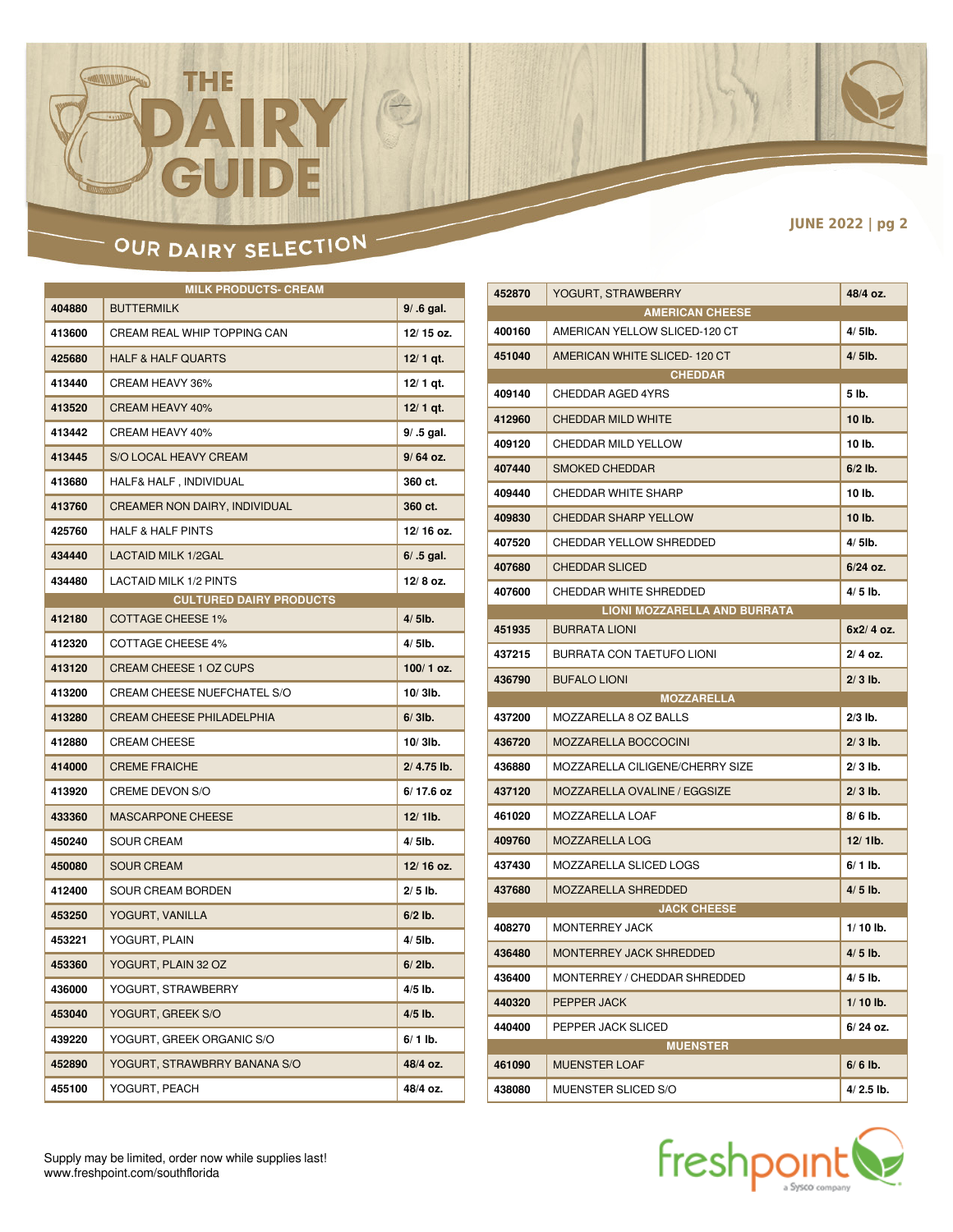# THE DAIRY GUIDE

## OUR DAIRY SELECTION

JUNE 2022 | pg 2

| MILK PRODUCTS- CREAM | | |
|---|---|---|
| 404880 | BUTTERMILK | 9/ .6 gal. |
| 413600 | CREAM REAL WHIP TOPPING CAN | 12/ 15 oz. |
| 425680 | HALF & HALF QUARTS | 12/ 1 qt. |
| 413440 | CREAM HEAVY 36% | 12/ 1 qt. |
| 413520 | CREAM HEAVY 40% | 12/ 1 qt. |
| 413442 | CREAM HEAVY 40% | 9/ .5 gal. |
| 413445 | S/O LOCAL HEAVY CREAM | 9/ 64 oz. |
| 413680 | HALF& HALF , INDIVIDUAL | 360 ct. |
| 413760 | CREAMER NON DAIRY, INDIVIDUAL | 360 ct. |
| 425760 | HALF & HALF PINTS | 12/ 16 oz. |
| 434440 | LACTAID MILK 1/2GAL | 6/ .5 gal. |
| 434480 | LACTAID MILK 1/2 PINTS | 12/ 8 oz. |
| **CULTURED DAIRY PRODUCTS** | | |
| 412180 | COTTAGE CHEESE 1% | 4/ 5lb. |
| 412320 | COTTAGE CHEESE 4% | 4/ 5lb. |
| 413120 | CREAM CHEESE 1 OZ CUPS | 100/ 1 oz. |
| 413200 | CREAM CHEESE NUEFCHATEL S/O | 10/ 3lb. |
| 413280 | CREAM CHEESE PHILADELPHIA | 6/ 3lb. |
| 412880 | CREAM CHEESE | 10/ 3lb. |
| 414000 | CREME FRAICHE | 2/ 4.75 lb. |
| 413920 | CREME DEVON S/O | 6/ 17.6 oz |
| 433360 | MASCARPONE CHEESE | 12/ 1lb. |
| 450240 | SOUR CREAM | 4/ 5lb. |
| 450080 | SOUR CREAM | 12/ 16 oz. |
| 412400 | SOUR CREAM BORDEN | 2/ 5 lb. |
| 453250 | YOGURT, VANILLA | 6/2 lb. |
| 453221 | YOGURT, PLAIN | 4/ 5lb. |
| 453360 | YOGURT, PLAIN 32 OZ | 6/ 2lb. |
| 436000 | YOGURT, STRAWBERRY | 4/5 lb. |
| 453040 | YOGURT, GREEK S/O | 4/5 lb. |
| 439220 | YOGURT, GREEK ORGANIC S/O | 6/ 1 lb. |
| 452890 | YOGURT, STRAWBRRY BANANA S/O | 48/4 oz. |
| 455100 | YOGURT, PEACH | 48/4 oz. |
| 452870 | YOGURT, STRAWBERRY | 48/4 oz. |
| **AMERICAN CHEESE** | | |
| 400160 | AMERICAN YELLOW SLICED-120 CT | 4/ 5lb. |
| 451040 | AMERICAN WHITE SLICED- 120 CT | 4/ 5lb. |
| **CHEDDAR** | | |
| 409140 | CHEDDAR AGED 4YRS | 5 lb. |
| 412960 | CHEDDAR MILD WHITE | 10 lb. |
| 409120 | CHEDDAR MILD YELLOW | 10 lb. |
| 407440 | SMOKED CHEDDAR | 6/2 lb. |
| 409440 | CHEDDAR WHITE SHARP | 10 lb. |
| 409830 | CHEDDAR SHARP YELLOW | 10 lb. |
| 407520 | CHEDDAR YELLOW SHREDDED | 4/ 5lb. |
| 407680 | CHEDDAR SLICED | 6/24 oz. |
| 407600 | CHEDDAR WHITE SHREDDED | 4/ 5 lb. |
| **LIONI MOZZARELLA AND BURRATA** | | |
| 451935 | BURRATA LIONI | 6x2/ 4 oz. |
| 437215 | BURRATA CON TAETUFO LIONI | 2/ 4 oz. |
| 436790 | BUFALO LIONI | 2/ 3 lb. |
| **MOZZARELLA** | | |
| 437200 | MOZZARELLA 8 OZ BALLS | 2/3 lb. |
| 436720 | MOZZARELLA BOCCOCINI | 2/ 3 lb. |
| 436880 | MOZZARELLA CILIGENE/CHERRY SIZE | 2/ 3 lb. |
| 437120 | MOZZARELLA OVALINE / EGGSIZE | 2/ 3 lb. |
| 461020 | MOZZARELLA LOAF | 8/ 6 lb. |
| 409760 | MOZZARELLA LOG | 12/ 1lb. |
| 437430 | MOZZARELLA SLICED LOGS | 6/ 1 lb. |
| 437680 | MOZZARELLA SHREDDED | 4/ 5 lb. |
| **JACK CHEESE** | | |
| 408270 | MONTERREY JACK | 1/ 10 lb. |
| 436480 | MONTERREY JACK SHREDDED | 4/ 5 lb. |
| 436400 | MONTERREY / CHEDDAR SHREDDED | 4/ 5 lb. |
| 440320 | PEPPER JACK | 1/ 10 lb. |
| 440400 | PEPPER JACK SLICED | 6/ 24 oz. |
| **MUENSTER** | | |
| 461090 | MUENSTER LOAF | 6/ 6 lb. |
| 438080 | MUENSTER SLICED S/O | 4/ 2.5 lb. |

Supply may be limited, order now while supplies last!
www.freshpoint.com/southflorida

freshpoint a Sysco company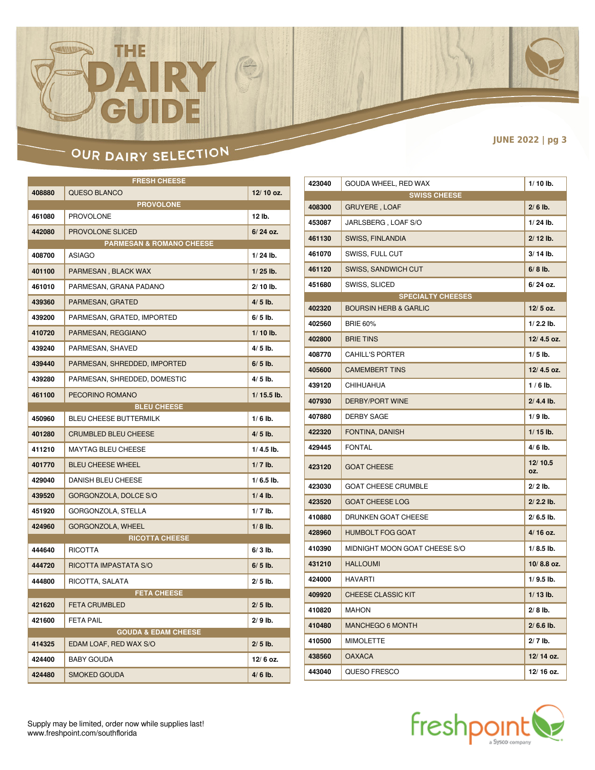# THE DAIRY GUIDE

## OUR DAIRY SELECTION

| FRESH CHEESE | | |
|---|---|---|
| 408880 | QUESO BLANCO | 12/ 10 oz. |
| **PROVOLONE** | | |
| 461080 | PROVOLONE | 12 lb. |
| 442080 | PROVOLONE SLICED | 6/ 24 oz. |
| **PARMESAN & ROMANO CHEESE** | | |
| 408700 | ASIAGO | 1/ 24 lb. |
| 401100 | PARMESAN , BLACK WAX | 1/ 25 lb. |
| 461010 | PARMESAN, GRANA PADANO | 2/ 10 lb. |
| 439360 | PARMESAN, GRATED | 4/ 5 lb. |
| 439200 | PARMESAN, GRATED, IMPORTED | 6/ 5 lb. |
| 410720 | PARMESAN, REGGIANO | 1/ 10 lb. |
| 439240 | PARMESAN, SHAVED | 4/ 5 lb. |
| 439440 | PARMESAN, SHREDDED, IMPORTED | 6/ 5 lb. |
| 439280 | PARMESAN, SHREDDED, DOMESTIC | 4/ 5 lb. |
| 461100 | PECORINO ROMANO | 1/ 15.5 lb. |
| **BLEU CHEESE** | | |
| 450960 | BLEU CHEESE BUTTERMILK | 1/ 6 lb. |
| 401280 | CRUMBLED BLEU CHEESE | 4/ 5 lb. |
| 411210 | MAYTAG BLEU CHEESE | 1/ 4.5 lb. |
| 401770 | BLEU CHEESE WHEEL | 1/ 7 lb. |
| 429040 | DANISH BLEU CHEESE | 1/ 6.5 lb. |
| 439520 | GORGONZOLA, DOLCE S/O | 1/ 4 lb. |
| 451920 | GORGONZOLA, STELLA | 1/ 7 lb. |
| 424960 | GORGONZOLA, WHEEL | 1/ 8 lb. |
| **RICOTTA CHEESE** | | |
| 444640 | RICOTTA | 6/ 3 lb. |
| 444720 | RICOTTA IMPASTATA S/O | 6/ 5 lb. |
| 444800 | RICOTTA, SALATA | 2/ 5 lb. |
| **FETA CHEESE** | | |
| 421620 | FETA CRUMBLED | 2/ 5 lb. |
| 421600 | FETA PAIL | 2/ 9 lb. |
| **GOUDA & EDAM CHEESE** | | |
| 414325 | EDAM LOAF, RED WAX S/O | 2/ 5 lb. |
| 424400 | BABY GOUDA | 12/ 6 oz. |
| 424480 | SMOKED GOUDA | 4/ 6 lb. |
| 423040 | GOUDA WHEEL, RED WAX | 1/ 10 lb. |
| **SWISS CHEESE** | | |
| 408300 | GRUYERE , LOAF | 2/ 6 lb. |
| 453087 | JARLSBERG , LOAF S/O | 1/ 24 lb. |
| 461130 | SWISS, FINLANDIA | 2/ 12 lb. |
| 461070 | SWISS, FULL CUT | 3/ 14 lb. |
| 461120 | SWISS, SANDWICH CUT | 6/ 8 lb. |
| 451680 | SWISS, SLICED | 6/ 24 oz. |
| **SPECIALTY CHEESES** | | |
| 402320 | BOURSIN HERB & GARLIC | 12/ 5 oz. |
| 402560 | BRIE 60% | 1/ 2.2 lb. |
| 402800 | BRIE TINS | 12/ 4.5 oz. |
| 408770 | CAHILL'S PORTER | 1/ 5 lb. |
| 405600 | CAMEMBERT TINS | 12/ 4.5 oz. |
| 439120 | CHIHUAHUA | 1 / 6 lb. |
| 407930 | DERBY/PORT WINE | 2/ 4.4 lb. |
| 407880 | DERBY SAGE | 1/ 9 lb. |
| 422320 | FONTINA, DANISH | 1/ 15 lb. |
| 429445 | FONTAL | 4/ 6 lb. |
| 423120 | GOAT CHEESE | 12/ 10.5 oz. |
| 423030 | GOAT CHEESE CRUMBLE | 2/ 2 lb. |
| 423520 | GOAT CHEESE LOG | 2/ 2.2 lb. |
| 410880 | DRUNKEN GOAT CHEESE | 2/ 6.5 lb. |
| 428960 | HUMBOLT FOG GOAT | 4/ 16 oz. |
| 410390 | MIDNIGHT MOON GOAT CHEESE S/O | 1/ 8.5 lb. |
| 431210 | HALLOUMI | 10/ 8.8 oz. |
| 424000 | HAVARTI | 1/ 9.5 lb. |
| 409920 | CHEESE CLASSIC KIT | 1/ 13 lb. |
| 410820 | MAHON | 2/ 8 lb. |
| 410480 | MANCHEGO 6 MONTH | 2/ 6.6 lb. |
| 410500 | MIMOLETTE | 2/ 7 lb. |
| 438560 | OAXACA | 12/ 14 oz. |
| 443040 | QUESO FRESCO | 12/ 16 oz. |

Supply may be limited, order now while supplies last!
www.freshpoint.com/southflorida

freshpoint a Sysco company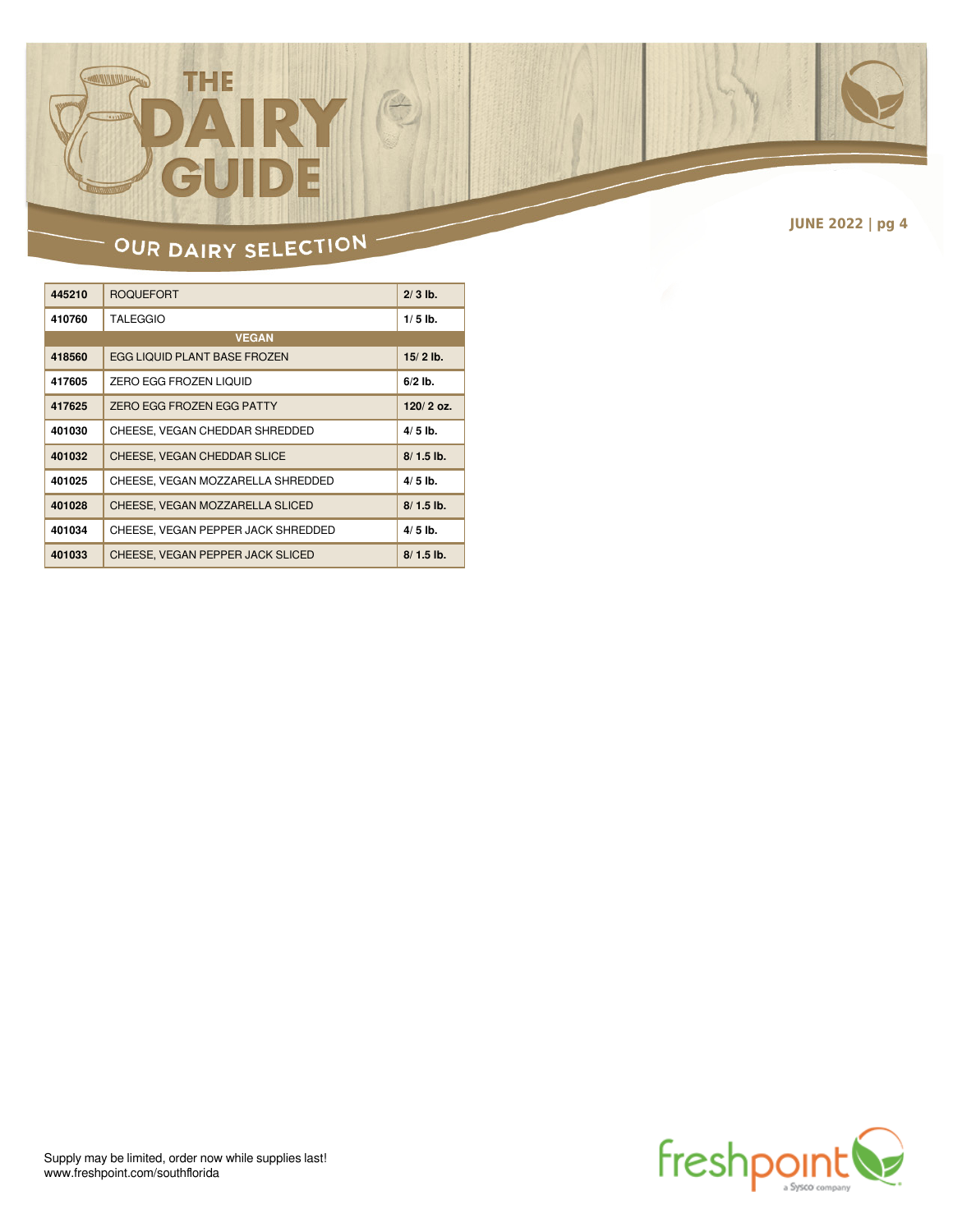# THE DAIRY GUIDE

## OUR DAIRY SELECTION

| | | |
|---|---|---|
| 445210 | ROQUEFORT | 2/ 3 lb. |
| 410760 | TALEGGIO | 1/ 5 lb. |
| | **VEGAN** | |
| 418560 | EGG LIQUID PLANT BASE FROZEN | 15/ 2 lb. |
| 417605 | ZERO EGG FROZEN LIQUID | 6/2 lb. |
| 417625 | ZERO EGG FROZEN EGG PATTY | 120/ 2 oz. |
| 401030 | CHEESE, VEGAN CHEDDAR SHREDDED | 4/ 5 lb. |
| 401032 | CHEESE, VEGAN CHEDDAR SLICE | 8/ 1.5 lb. |
| 401025 | CHEESE, VEGAN MOZZARELLA SHREDDED | 4/ 5 lb. |
| 401028 | CHEESE, VEGAN MOZZARELLA SLICED | 8/ 1.5 lb. |
| 401034 | CHEESE, VEGAN PEPPER JACK SHREDDED | 4/ 5 lb. |
| 401033 | CHEESE, VEGAN PEPPER JACK SLICED | 8/ 1.5 lb. |

Supply may be limited, order now while supplies last!
www.freshpoint.com/southflorida

freshpoint a Sysco company